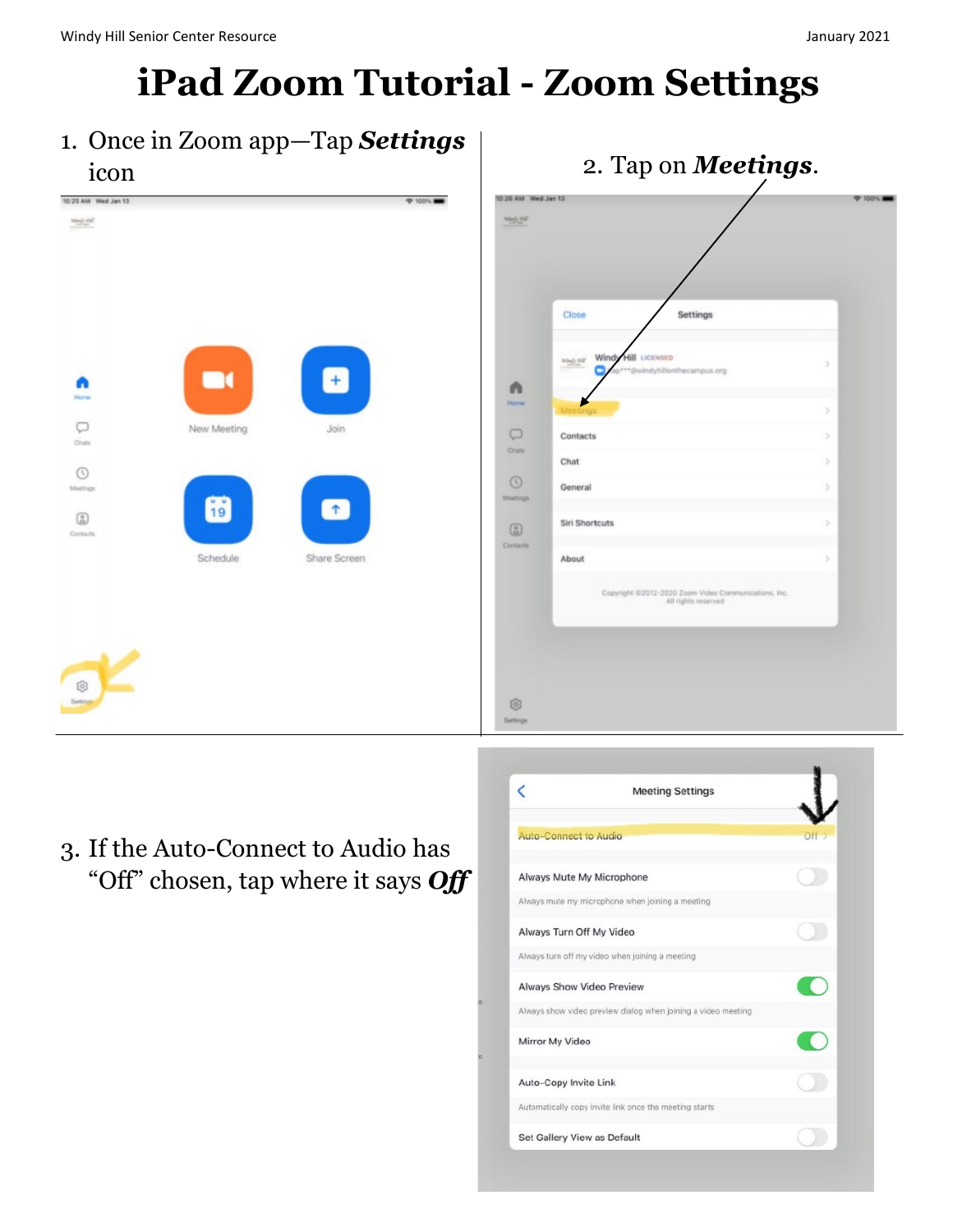# iPad Zoom Tutorial - Zoom Settings

1. Once in Zoom app—Tap ***Settings*** icon

2. Tap on ***Meetings***.

3. If the Auto-Connect to Audio has "Off" chosen, tap where it says ***Off***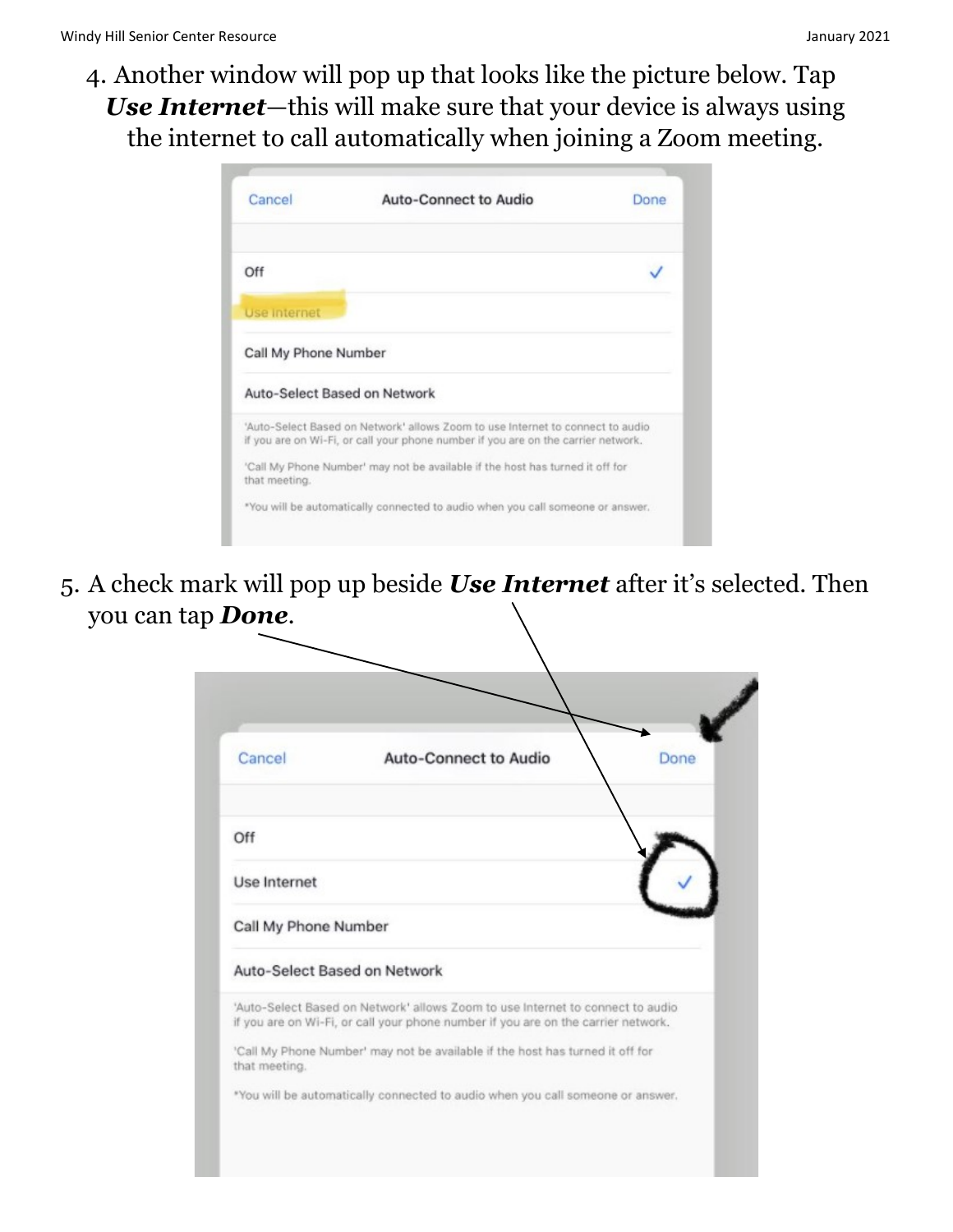4. Another window will pop up that looks like the picture below. Tap ***Use Internet***—this will make sure that your device is always using the internet to call automatically when joining a Zoom meeting.

5. A check mark will pop up beside ***Use Internet*** after it's selected. Then you can tap ***Done***.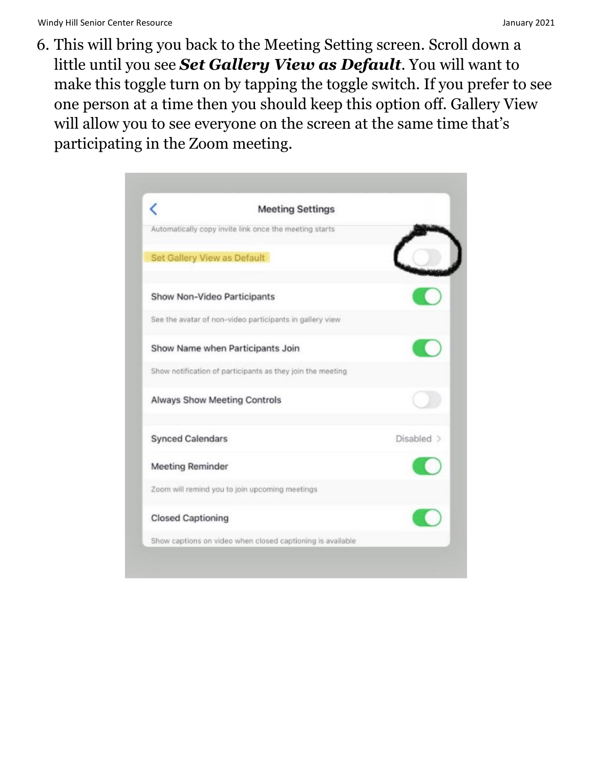6. This will bring you back to the Meeting Setting screen. Scroll down a little until you see ***Set Gallery View as Default***. You will want to make this toggle turn on by tapping the toggle switch. If you prefer to see one person at a time then you should keep this option off. Gallery View will allow you to see everyone on the screen at the same time that's participating in the Zoom meeting.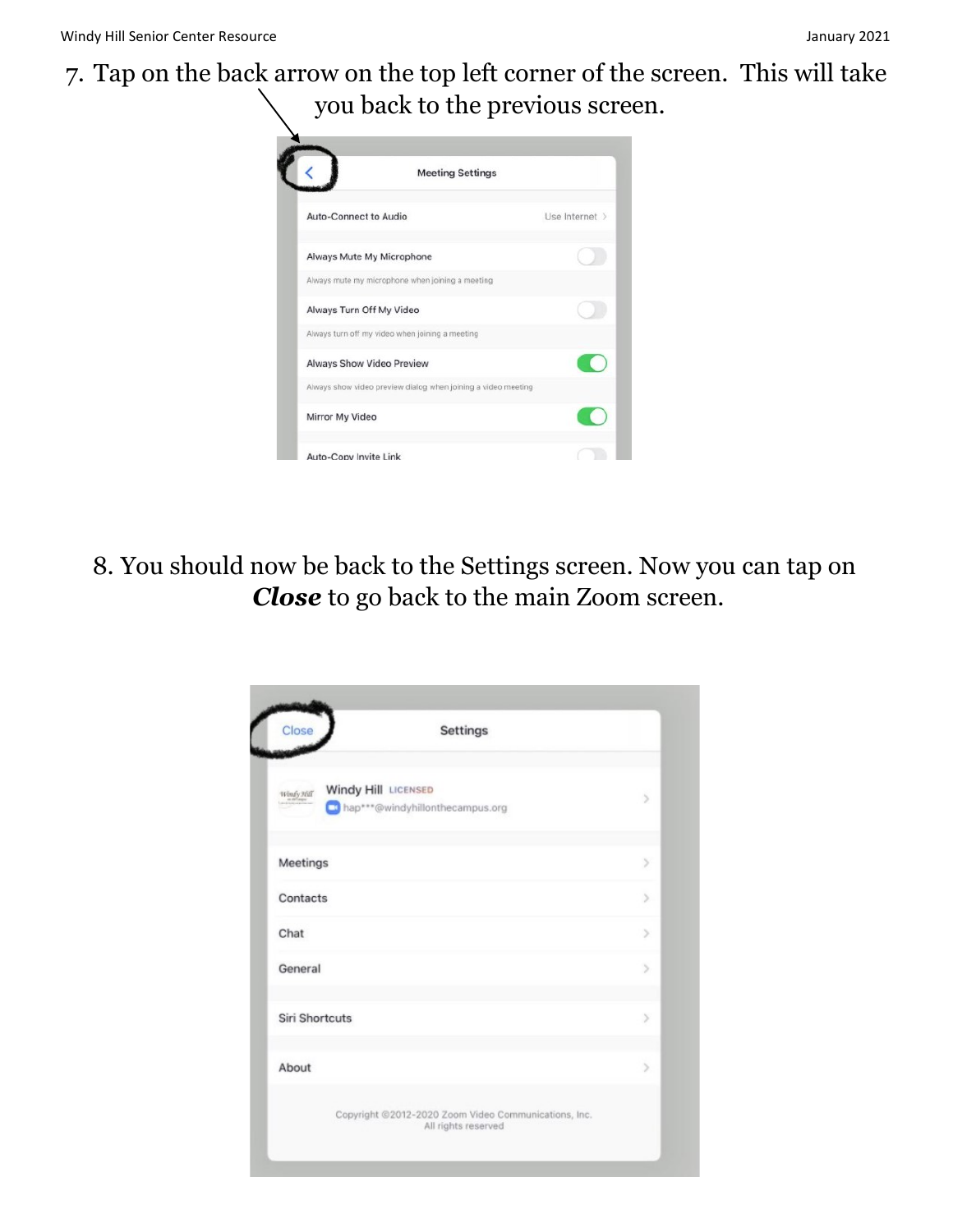7. Tap on the back arrow on the top left corner of the screen. This will take you back to the previous screen.

8. You should now be back to the Settings screen. Now you can tap on ***Close*** to go back to the main Zoom screen.